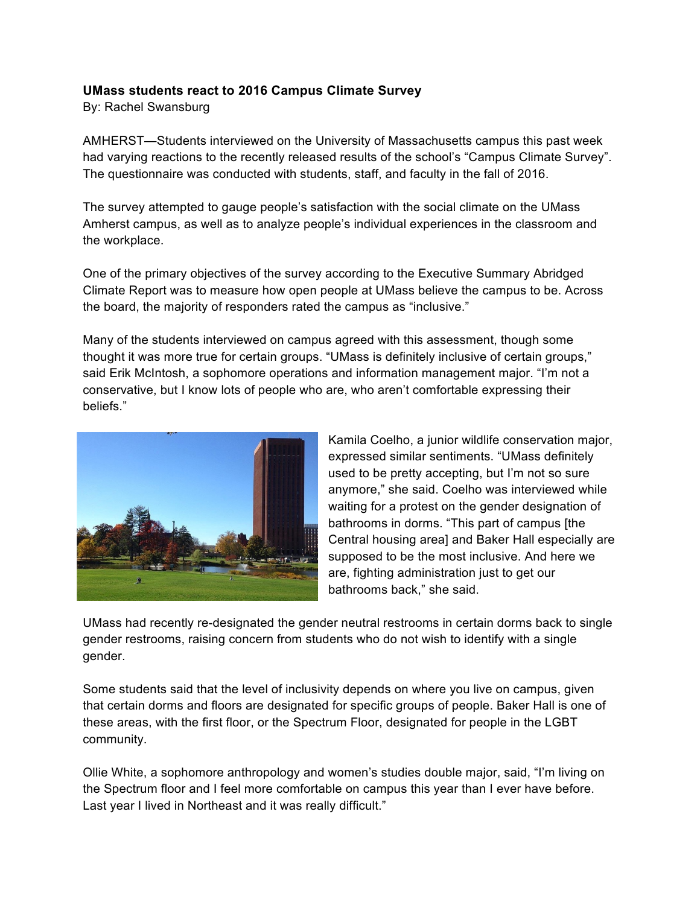**UMass students react to 2016 Campus Climate Survey**

By: Rachel Swansburg

AMHERST—Students interviewed on the University of Massachusetts campus this past week had varying reactions to the recently released results of the school's "Campus Climate Survey". The questionnaire was conducted with students, staff, and faculty in the fall of 2016.

The survey attempted to gauge people's satisfaction with the social climate on the UMass Amherst campus, as well as to analyze people's individual experiences in the classroom and the workplace.

One of the primary objectives of the survey according to the Executive Summary Abridged Climate Report was to measure how open people at UMass believe the campus to be. Across the board, the majority of responders rated the campus as "inclusive."

Many of the students interviewed on campus agreed with this assessment, though some thought it was more true for certain groups. "UMass is definitely inclusive of certain groups," said Erik McIntosh, a sophomore operations and information management major. "I'm not a conservative, but I know lots of people who are, who aren't comfortable expressing their beliefs."

Kamila Coelho, a junior wildlife conservation major, expressed similar sentiments. "UMass definitely used to be pretty accepting, but I'm not so sure anymore," she said. Coelho was interviewed while waiting for a protest on the gender designation of bathrooms in dorms. "This part of campus [the Central housing area] and Baker Hall especially are supposed to be the most inclusive. And here we are, fighting administration just to get our bathrooms back," she said.

UMass had recently re-designated the gender neutral restrooms in certain dorms back to single gender restrooms, raising concern from students who do not wish to identify with a single gender.

Some students said that the level of inclusivity depends on where you live on campus, given that certain dorms and floors are designated for specific groups of people. Baker Hall is one of these areas, with the first floor, or the Spectrum Floor, designated for people in the LGBT community.

Ollie White, a sophomore anthropology and women's studies double major, said, "I'm living on the Spectrum floor and I feel more comfortable on campus this year than I ever have before. Last year I lived in Northeast and it was really difficult."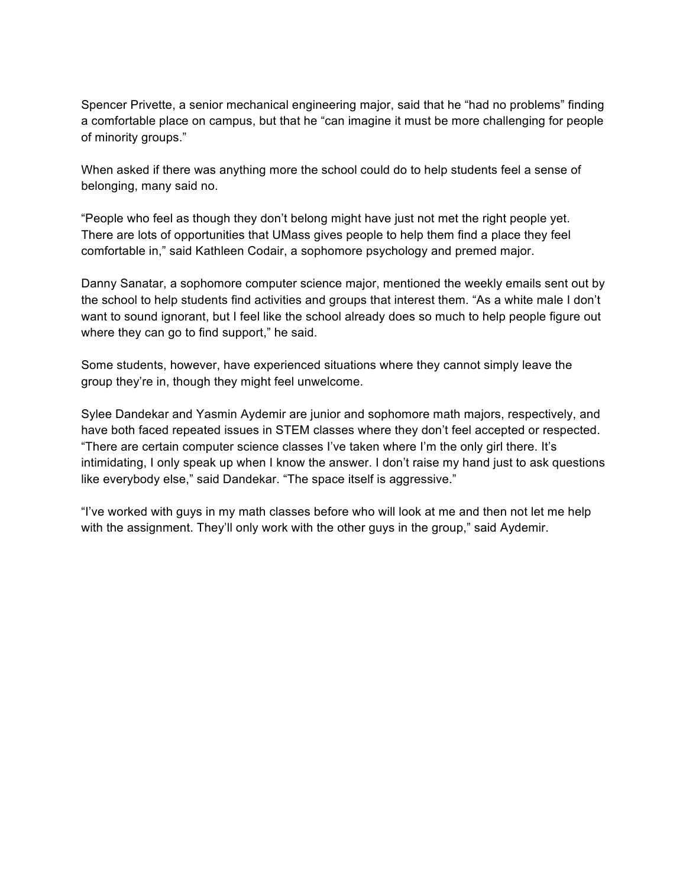Spencer Privette, a senior mechanical engineering major, said that he "had no problems" finding a comfortable place on campus, but that he "can imagine it must be more challenging for people of minority groups."

When asked if there was anything more the school could do to help students feel a sense of belonging, many said no.

"People who feel as though they don't belong might have just not met the right people yet. There are lots of opportunities that UMass gives people to help them find a place they feel comfortable in," said Kathleen Codair, a sophomore psychology and premed major.

Danny Sanatar, a sophomore computer science major, mentioned the weekly emails sent out by the school to help students find activities and groups that interest them. "As a white male I don't want to sound ignorant, but I feel like the school already does so much to help people figure out where they can go to find support," he said.

Some students, however, have experienced situations where they cannot simply leave the group they're in, though they might feel unwelcome.

Sylee Dandekar and Yasmin Aydemir are junior and sophomore math majors, respectively, and have both faced repeated issues in STEM classes where they don't feel accepted or respected. "There are certain computer science classes I've taken where I'm the only girl there. It's intimidating, I only speak up when I know the answer. I don't raise my hand just to ask questions like everybody else," said Dandekar. "The space itself is aggressive."

"I've worked with guys in my math classes before who will look at me and then not let me help with the assignment. They'll only work with the other guys in the group," said Aydemir.